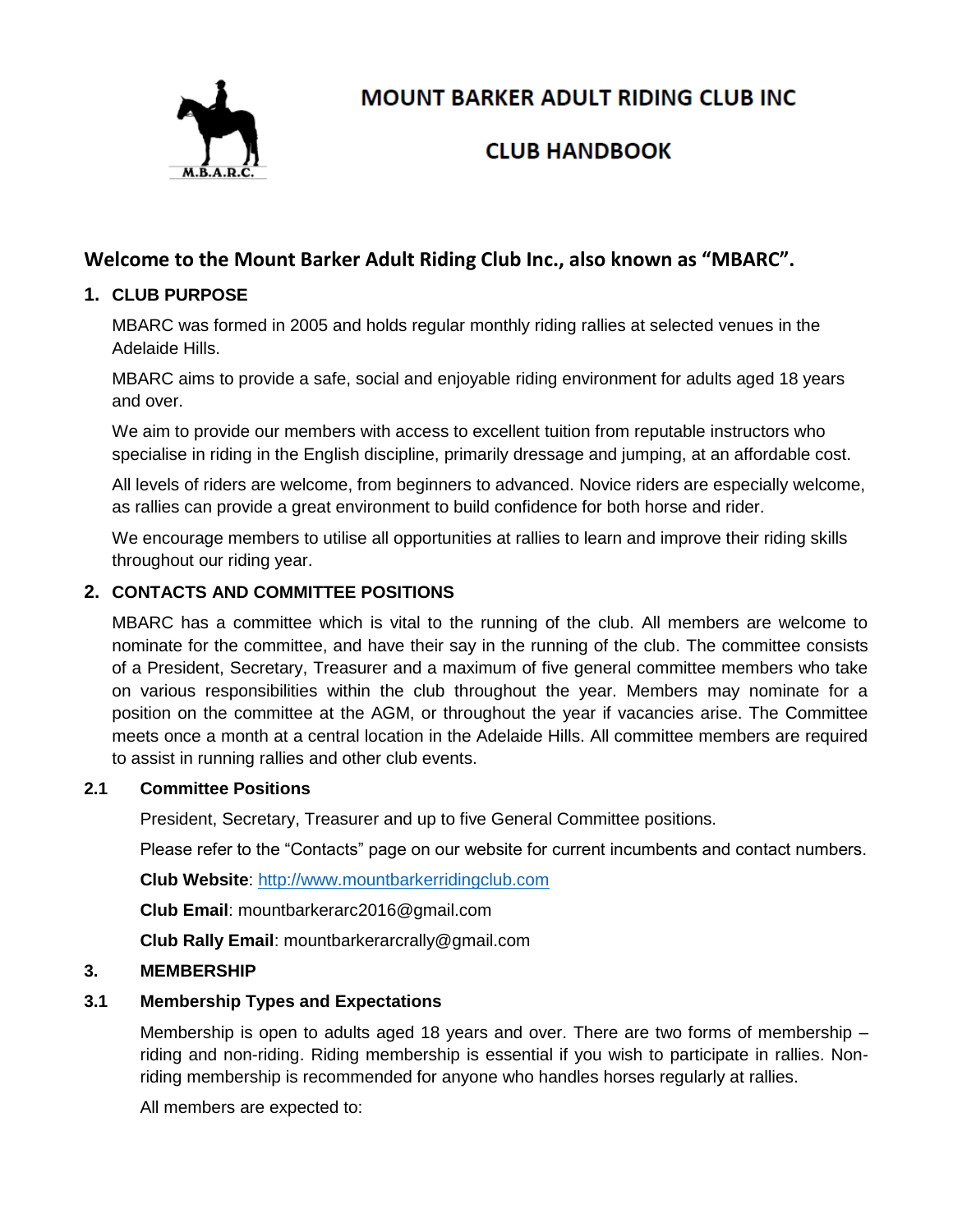# MOUNT BARKER ADULT RIDING CLUB INC

# CLUB HANDBOOK

## Welcome to the Mount Barker Adult Riding Club Inc., also known as "MBARC".

### 1. CLUB PURPOSE

MBARC was formed in 2005 and holds regular monthly riding rallies at selected venues in the Adelaide Hills.

MBARC aims to provide a safe, social and enjoyable riding environment for adults aged 18 years and over.

We aim to provide our members with access to excellent tuition from reputable instructors who specialise in riding in the English discipline, primarily dressage and jumping, at an affordable cost.

All levels of riders are welcome, from beginners to advanced. Novice riders are especially welcome, as rallies can provide a great environment to build confidence for both horse and rider.

We encourage members to utilise all opportunities at rallies to learn and improve their riding skills throughout our riding year.

### 2. CONTACTS AND COMMITTEE POSITIONS

MBARC has a committee which is vital to the running of the club. All members are welcome to nominate for the committee, and have their say in the running of the club. The committee consists of a President, Secretary, Treasurer and a maximum of five general committee members who take on various responsibilities within the club throughout the year. Members may nominate for a position on the committee at the AGM, or throughout the year if vacancies arise. The Committee meets once a month at a central location in the Adelaide Hills. All committee members are required to assist in running rallies and other club events.

#### 2.1 Committee Positions

President, Secretary, Treasurer and up to five General Committee positions.

Please refer to the "Contacts" page on our website for current incumbents and contact numbers.

**Club Website**: http://www.mountbarkerridingclub.com

**Club Email**: mountbarkerarc2016@gmail.com

**Club Rally Email**: mountbarkerarcrally@gmail.com

### 3. MEMBERSHIP

#### 3.1 Membership Types and Expectations

Membership is open to adults aged 18 years and over. There are two forms of membership – riding and non-riding. Riding membership is essential if you wish to participate in rallies. Non-riding membership is recommended for anyone who handles horses regularly at rallies.

All members are expected to: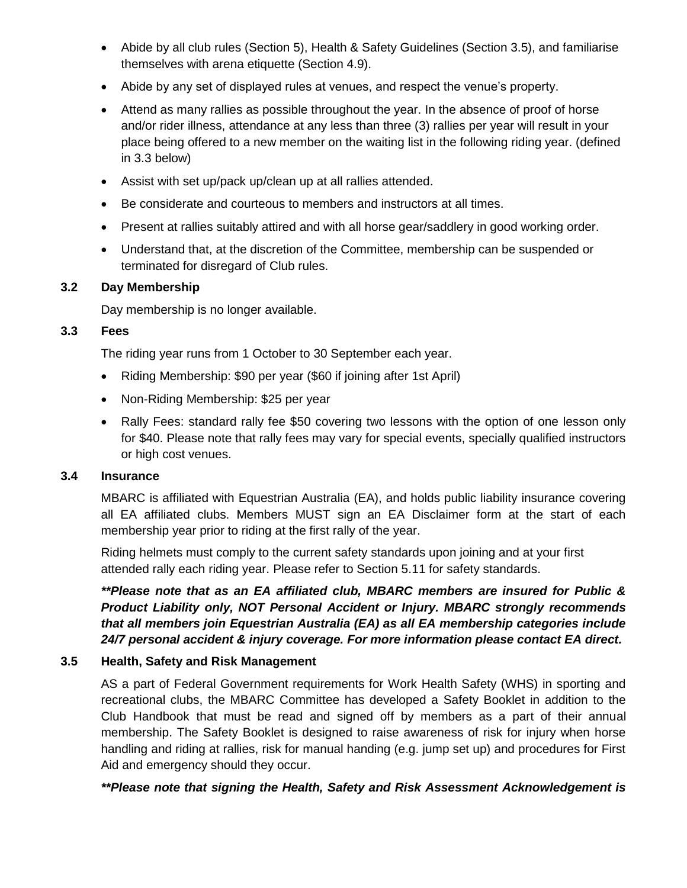- Abide by all club rules (Section 5), Health & Safety Guidelines (Section 3.5), and familiarise themselves with arena etiquette (Section 4.9).
- Abide by any set of displayed rules at venues, and respect the venue's property.
- Attend as many rallies as possible throughout the year. In the absence of proof of horse and/or rider illness, attendance at any less than three (3) rallies per year will result in your place being offered to a new member on the waiting list in the following riding year. (defined in 3.3 below)
- Assist with set up/pack up/clean up at all rallies attended.
- Be considerate and courteous to members and instructors at all times.
- Present at rallies suitably attired and with all horse gear/saddlery in good working order.
- Understand that, at the discretion of the Committee, membership can be suspended or terminated for disregard of Club rules.

### 3.2 Day Membership

Day membership is no longer available.

### 3.3 Fees

The riding year runs from 1 October to 30 September each year.

- Riding Membership: $90 per year ($60 if joining after 1st April)
- Non-Riding Membership: $25 per year
- Rally Fees: standard rally fee $50 covering two lessons with the option of one lesson only for $40. Please note that rally fees may vary for special events, specially qualified instructors or high cost venues.

### 3.4 Insurance

MBARC is affiliated with Equestrian Australia (EA), and holds public liability insurance covering all EA affiliated clubs. Members MUST sign an EA Disclaimer form at the start of each membership year prior to riding at the first rally of the year.

Riding helmets must comply to the current safety standards upon joining and at your first attended rally each riding year. Please refer to Section 5.11 for safety standards.

***\*\*Please note that as an EA affiliated club, MBARC members are insured for Public & Product Liability only, NOT Personal Accident or Injury. MBARC strongly recommends that all members join Equestrian Australia (EA) as all EA membership categories include 24/7 personal accident & injury coverage. For more information please contact EA direct.***

### 3.5 Health, Safety and Risk Management

AS a part of Federal Government requirements for Work Health Safety (WHS) in sporting and recreational clubs, the MBARC Committee has developed a Safety Booklet in addition to the Club Handbook that must be read and signed off by members as a part of their annual membership. The Safety Booklet is designed to raise awareness of risk for injury when horse handling and riding at rallies, risk for manual handing (e.g. jump set up) and procedures for First Aid and emergency should they occur.

***\*\*Please note that signing the Health, Safety and Risk Assessment Acknowledgement is***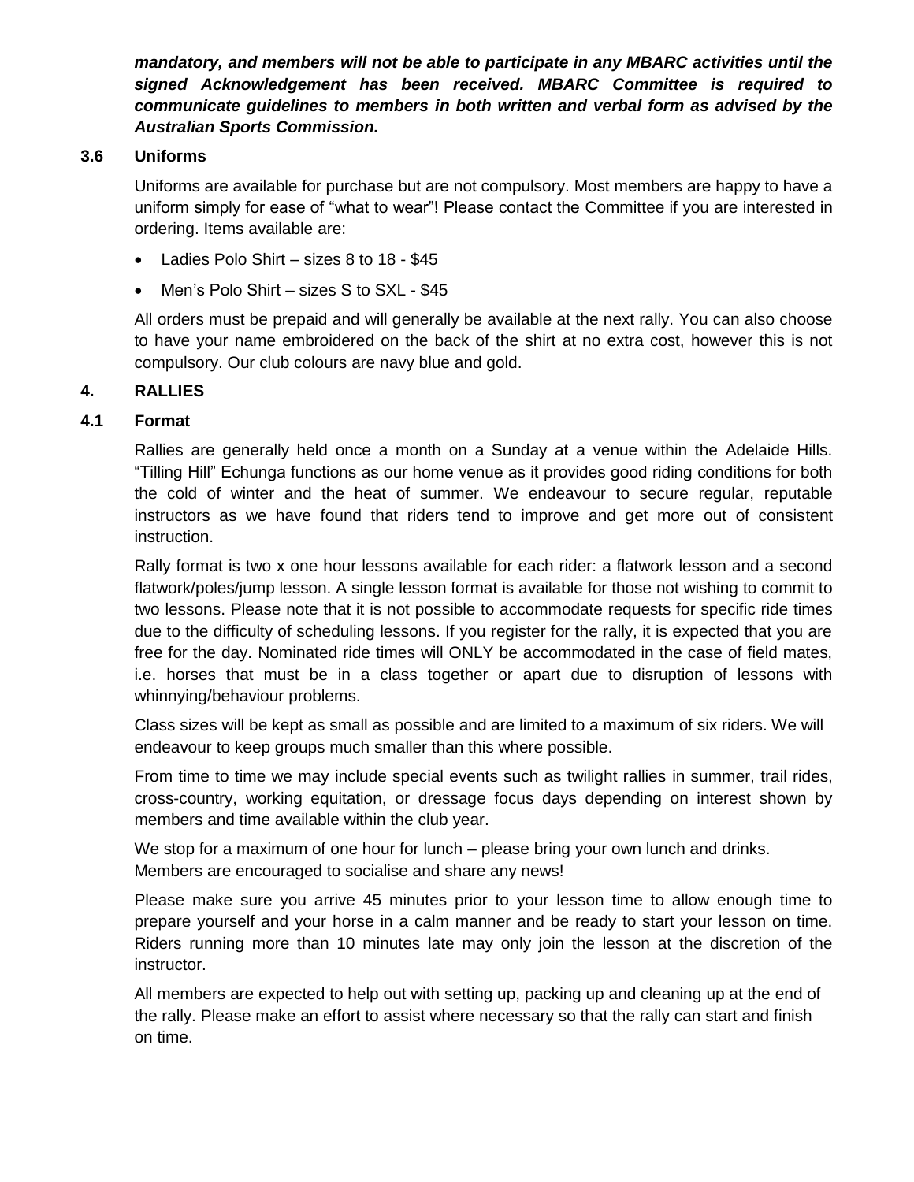***mandatory, and members will not be able to participate in any MBARC activities until the signed Acknowledgement has been received. MBARC Committee is required to communicate guidelines to members in both written and verbal form as advised by the Australian Sports Commission.***

### 3.6 Uniforms

Uniforms are available for purchase but are not compulsory. Most members are happy to have a uniform simply for ease of "what to wear"! Please contact the Committee if you are interested in ordering. Items available are:

- Ladies Polo Shirt – sizes 8 to 18 - $45
- Men's Polo Shirt – sizes S to SXL - $45

All orders must be prepaid and will generally be available at the next rally. You can also choose to have your name embroidered on the back of the shirt at no extra cost, however this is not compulsory. Our club colours are navy blue and gold.

## 4. RALLIES

### 4.1 Format

Rallies are generally held once a month on a Sunday at a venue within the Adelaide Hills. "Tilling Hill" Echunga functions as our home venue as it provides good riding conditions for both the cold of winter and the heat of summer. We endeavour to secure regular, reputable instructors as we have found that riders tend to improve and get more out of consistent instruction.

Rally format is two x one hour lessons available for each rider: a flatwork lesson and a second flatwork/poles/jump lesson. A single lesson format is available for those not wishing to commit to two lessons. Please note that it is not possible to accommodate requests for specific ride times due to the difficulty of scheduling lessons. If you register for the rally, it is expected that you are free for the day. Nominated ride times will ONLY be accommodated in the case of field mates, i.e. horses that must be in a class together or apart due to disruption of lessons with whinnying/behaviour problems.

Class sizes will be kept as small as possible and are limited to a maximum of six riders. We will endeavour to keep groups much smaller than this where possible.

From time to time we may include special events such as twilight rallies in summer, trail rides, cross-country, working equitation, or dressage focus days depending on interest shown by members and time available within the club year.

We stop for a maximum of one hour for lunch – please bring your own lunch and drinks. Members are encouraged to socialise and share any news!

Please make sure you arrive 45 minutes prior to your lesson time to allow enough time to prepare yourself and your horse in a calm manner and be ready to start your lesson on time. Riders running more than 10 minutes late may only join the lesson at the discretion of the instructor.

All members are expected to help out with setting up, packing up and cleaning up at the end of the rally. Please make an effort to assist where necessary so that the rally can start and finish on time.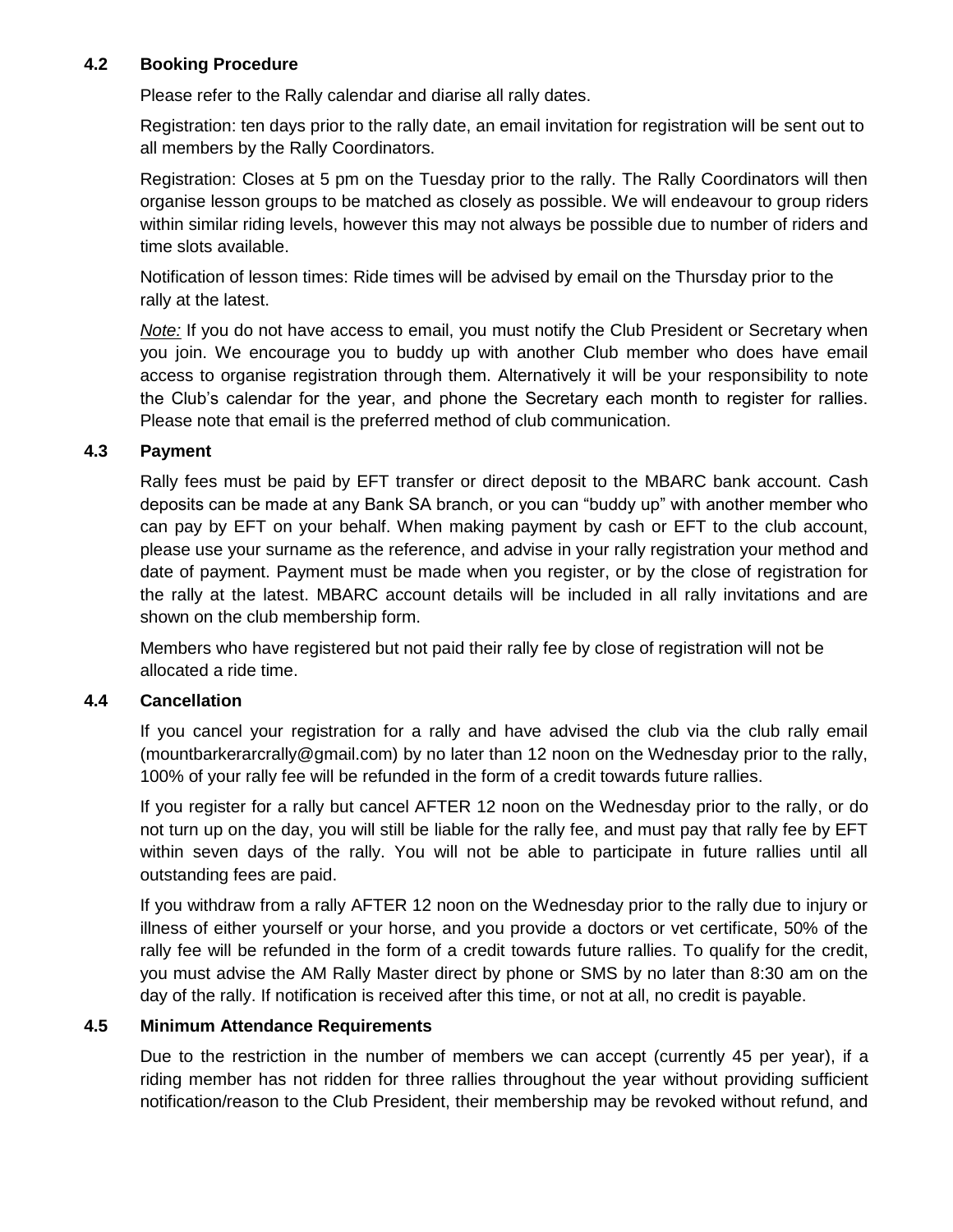### 4.2 Booking Procedure

Please refer to the Rally calendar and diarise all rally dates.

Registration: ten days prior to the rally date, an email invitation for registration will be sent out to all members by the Rally Coordinators.

Registration: Closes at 5 pm on the Tuesday prior to the rally. The Rally Coordinators will then organise lesson groups to be matched as closely as possible. We will endeavour to group riders within similar riding levels, however this may not always be possible due to number of riders and time slots available.

Notification of lesson times: Ride times will be advised by email on the Thursday prior to the rally at the latest.

*Note:* If you do not have access to email, you must notify the Club President or Secretary when you join. We encourage you to buddy up with another Club member who does have email access to organise registration through them. Alternatively it will be your responsibility to note the Club's calendar for the year, and phone the Secretary each month to register for rallies. Please note that email is the preferred method of club communication.

### 4.3 Payment

Rally fees must be paid by EFT transfer or direct deposit to the MBARC bank account. Cash deposits can be made at any Bank SA branch, or you can "buddy up" with another member who can pay by EFT on your behalf. When making payment by cash or EFT to the club account, please use your surname as the reference, and advise in your rally registration your method and date of payment. Payment must be made when you register, or by the close of registration for the rally at the latest. MBARC account details will be included in all rally invitations and are shown on the club membership form.

Members who have registered but not paid their rally fee by close of registration will not be allocated a ride time.

### 4.4 Cancellation

If you cancel your registration for a rally and have advised the club via the club rally email (mountbarkerarcrally@gmail.com) by no later than 12 noon on the Wednesday prior to the rally, 100% of your rally fee will be refunded in the form of a credit towards future rallies.

If you register for a rally but cancel AFTER 12 noon on the Wednesday prior to the rally, or do not turn up on the day, you will still be liable for the rally fee, and must pay that rally fee by EFT within seven days of the rally. You will not be able to participate in future rallies until all outstanding fees are paid.

If you withdraw from a rally AFTER 12 noon on the Wednesday prior to the rally due to injury or illness of either yourself or your horse, and you provide a doctors or vet certificate, 50% of the rally fee will be refunded in the form of a credit towards future rallies. To qualify for the credit, you must advise the AM Rally Master direct by phone or SMS by no later than 8:30 am on the day of the rally. If notification is received after this time, or not at all, no credit is payable.

### 4.5 Minimum Attendance Requirements

Due to the restriction in the number of members we can accept (currently 45 per year), if a riding member has not ridden for three rallies throughout the year without providing sufficient notification/reason to the Club President, their membership may be revoked without refund, and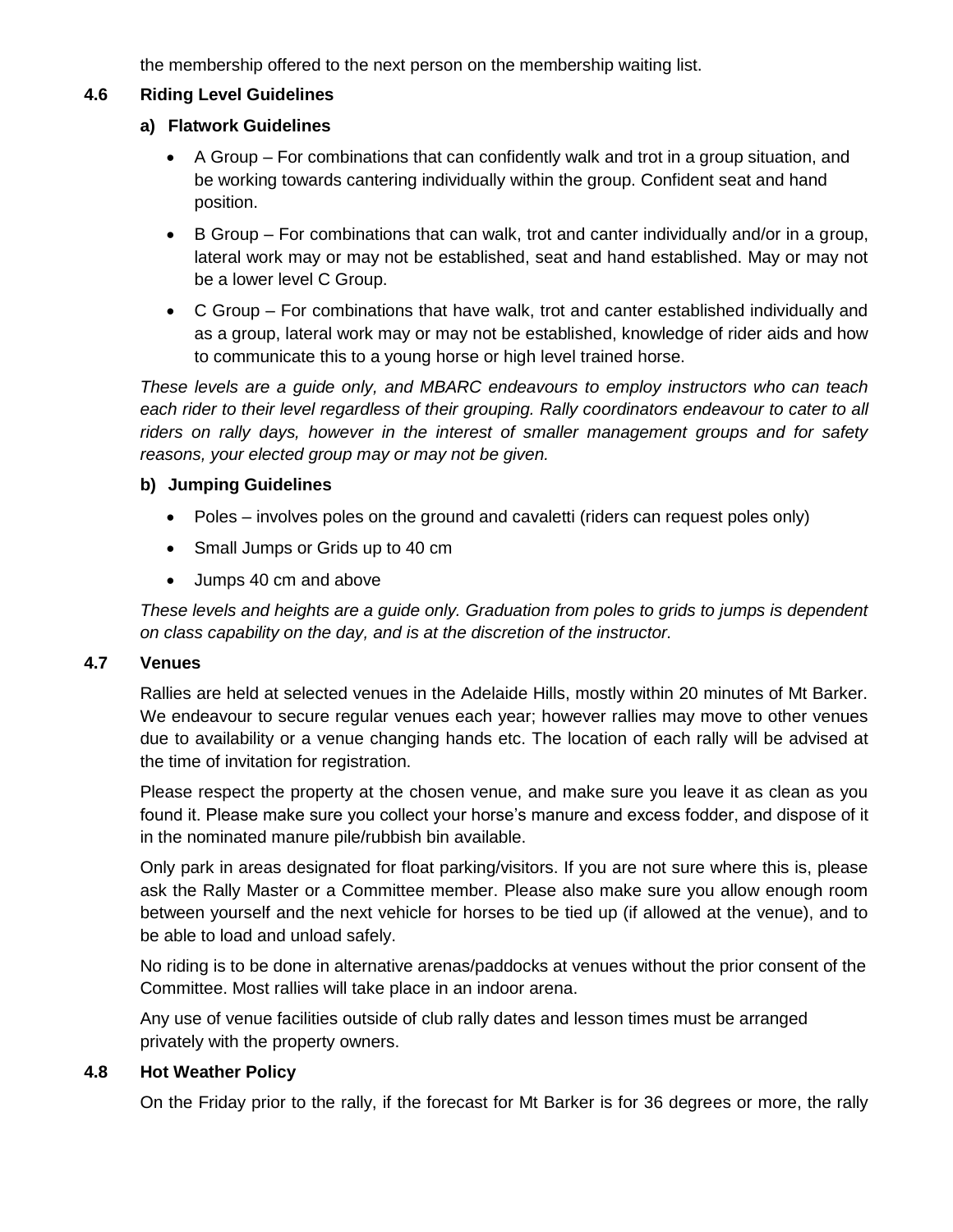the membership offered to the next person on the membership waiting list.

### 4.6 Riding Level Guidelines

#### a) Flatwork Guidelines

- A Group – For combinations that can confidently walk and trot in a group situation, and be working towards cantering individually within the group. Confident seat and hand position.
- B Group – For combinations that can walk, trot and canter individually and/or in a group, lateral work may or may not be established, seat and hand established. May or may not be a lower level C Group.
- C Group – For combinations that have walk, trot and canter established individually and as a group, lateral work may or may not be established, knowledge of rider aids and how to communicate this to a young horse or high level trained horse.

*These levels are a guide only, and MBARC endeavours to employ instructors who can teach each rider to their level regardless of their grouping. Rally coordinators endeavour to cater to all riders on rally days, however in the interest of smaller management groups and for safety reasons, your elected group may or may not be given.*

#### b) Jumping Guidelines

- Poles – involves poles on the ground and cavaletti (riders can request poles only)
- Small Jumps or Grids up to 40 cm
- Jumps 40 cm and above

*These levels and heights are a guide only. Graduation from poles to grids to jumps is dependent on class capability on the day, and is at the discretion of the instructor.*

### 4.7 Venues

Rallies are held at selected venues in the Adelaide Hills, mostly within 20 minutes of Mt Barker. We endeavour to secure regular venues each year; however rallies may move to other venues due to availability or a venue changing hands etc. The location of each rally will be advised at the time of invitation for registration.

Please respect the property at the chosen venue, and make sure you leave it as clean as you found it. Please make sure you collect your horse's manure and excess fodder, and dispose of it in the nominated manure pile/rubbish bin available.

Only park in areas designated for float parking/visitors. If you are not sure where this is, please ask the Rally Master or a Committee member. Please also make sure you allow enough room between yourself and the next vehicle for horses to be tied up (if allowed at the venue), and to be able to load and unload safely.

No riding is to be done in alternative arenas/paddocks at venues without the prior consent of the Committee. Most rallies will take place in an indoor arena.

Any use of venue facilities outside of club rally dates and lesson times must be arranged privately with the property owners.

### 4.8 Hot Weather Policy

On the Friday prior to the rally, if the forecast for Mt Barker is for 36 degrees or more, the rally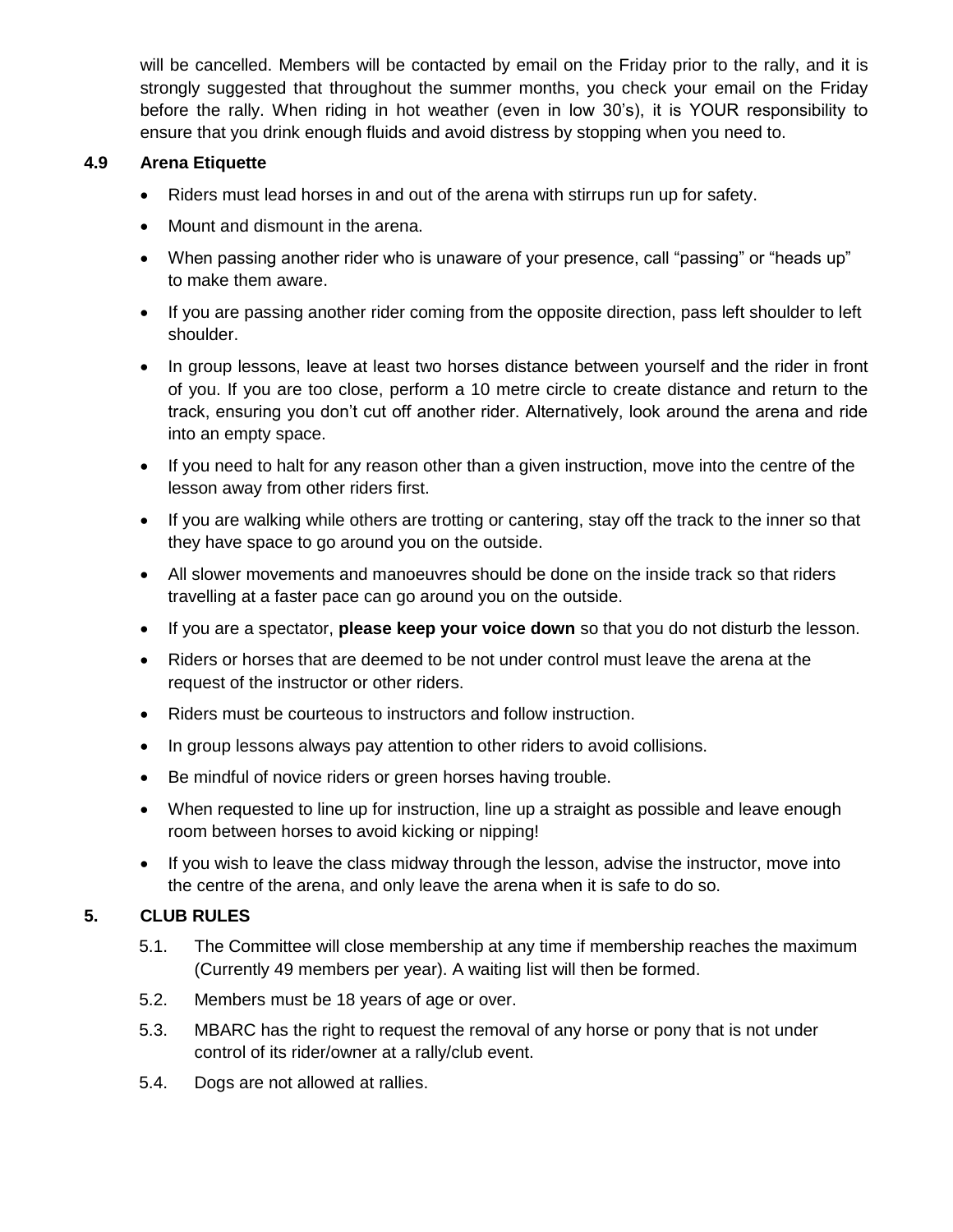will be cancelled. Members will be contacted by email on the Friday prior to the rally, and it is strongly suggested that throughout the summer months, you check your email on the Friday before the rally. When riding in hot weather (even in low 30's), it is YOUR responsibility to ensure that you drink enough fluids and avoid distress by stopping when you need to.

### 4.9 Arena Etiquette

- Riders must lead horses in and out of the arena with stirrups run up for safety.
- Mount and dismount in the arena.
- When passing another rider who is unaware of your presence, call "passing" or "heads up" to make them aware.
- If you are passing another rider coming from the opposite direction, pass left shoulder to left shoulder.
- In group lessons, leave at least two horses distance between yourself and the rider in front of you. If you are too close, perform a 10 metre circle to create distance and return to the track, ensuring you don't cut off another rider. Alternatively, look around the arena and ride into an empty space.
- If you need to halt for any reason other than a given instruction, move into the centre of the lesson away from other riders first.
- If you are walking while others are trotting or cantering, stay off the track to the inner so that they have space to go around you on the outside.
- All slower movements and manoeuvres should be done on the inside track so that riders travelling at a faster pace can go around you on the outside.
- If you are a spectator, **please keep your voice down** so that you do not disturb the lesson.
- Riders or horses that are deemed to be not under control must leave the arena at the request of the instructor or other riders.
- Riders must be courteous to instructors and follow instruction.
- In group lessons always pay attention to other riders to avoid collisions.
- Be mindful of novice riders or green horses having trouble.
- When requested to line up for instruction, line up a straight as possible and leave enough room between horses to avoid kicking or nipping!
- If you wish to leave the class midway through the lesson, advise the instructor, move into the centre of the arena, and only leave the arena when it is safe to do so.

## 5. CLUB RULES

5.1. The Committee will close membership at any time if membership reaches the maximum (Currently 49 members per year). A waiting list will then be formed.

5.2. Members must be 18 years of age or over.

5.3. MBARC has the right to request the removal of any horse or pony that is not under control of its rider/owner at a rally/club event.

5.4. Dogs are not allowed at rallies.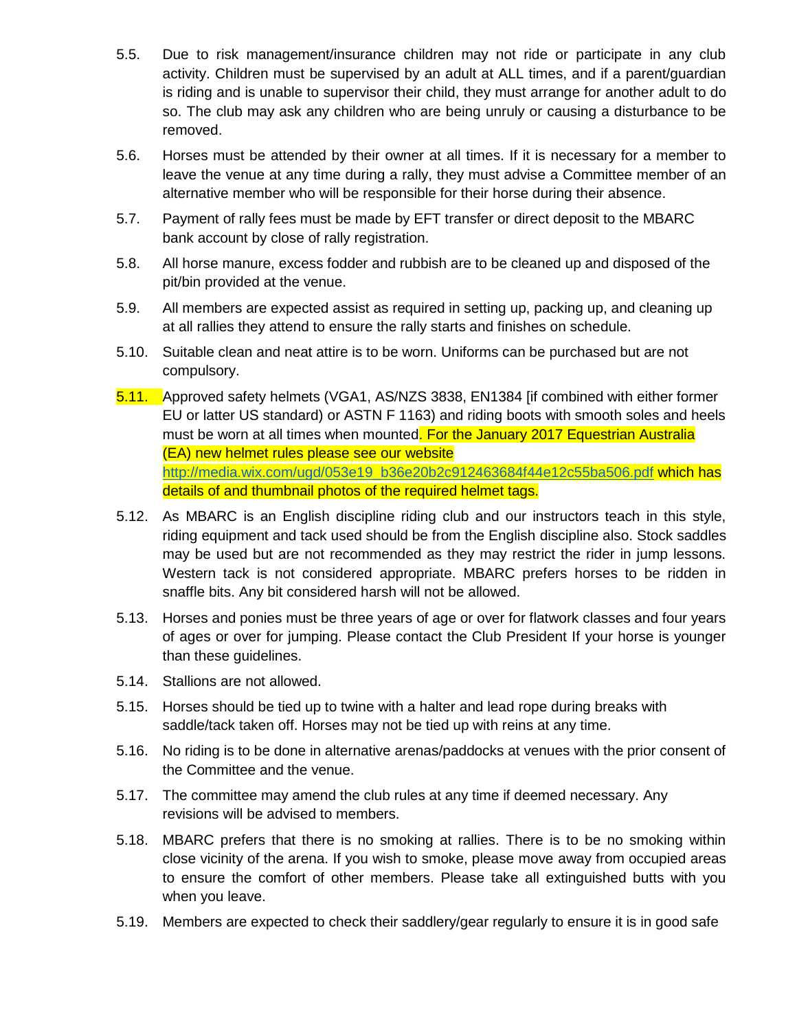5.5. Due to risk management/insurance children may not ride or participate in any club activity. Children must be supervised by an adult at ALL times, and if a parent/guardian is riding and is unable to supervisor their child, they must arrange for another adult to do so. The club may ask any children who are being unruly or causing a disturbance to be removed.

5.6. Horses must be attended by their owner at all times. If it is necessary for a member to leave the venue at any time during a rally, they must advise a Committee member of an alternative member who will be responsible for their horse during their absence.

5.7. Payment of rally fees must be made by EFT transfer or direct deposit to the MBARC bank account by close of rally registration.

5.8. All horse manure, excess fodder and rubbish are to be cleaned up and disposed of the pit/bin provided at the venue.

5.9. All members are expected assist as required in setting up, packing up, and cleaning up at all rallies they attend to ensure the rally starts and finishes on schedule.

5.10. Suitable clean and neat attire is to be worn. Uniforms can be purchased but are not compulsory.

5.11. Approved safety helmets (VGA1, AS/NZS 3838, EN1384 [if combined with either former EU or latter US standard) or ASTN F 1163) and riding boots with smooth soles and heels must be worn at all times when mounted. For the January 2017 Equestrian Australia (EA) new helmet rules please see our website http://media.wix.com/ugd/053e19_b36e20b2c912463684f44e12c55ba506.pdf which has details of and thumbnail photos of the required helmet tags.

5.12. As MBARC is an English discipline riding club and our instructors teach in this style, riding equipment and tack used should be from the English discipline also. Stock saddles may be used but are not recommended as they may restrict the rider in jump lessons. Western tack is not considered appropriate. MBARC prefers horses to be ridden in snaffle bits. Any bit considered harsh will not be allowed.

5.13. Horses and ponies must be three years of age or over for flatwork classes and four years of ages or over for jumping. Please contact the Club President If your horse is younger than these guidelines.

5.14. Stallions are not allowed.

5.15. Horses should be tied up to twine with a halter and lead rope during breaks with saddle/tack taken off. Horses may not be tied up with reins at any time.

5.16. No riding is to be done in alternative arenas/paddocks at venues with the prior consent of the Committee and the venue.

5.17. The committee may amend the club rules at any time if deemed necessary. Any revisions will be advised to members.

5.18. MBARC prefers that there is no smoking at rallies. There is to be no smoking within close vicinity of the arena. If you wish to smoke, please move away from occupied areas to ensure the comfort of other members. Please take all extinguished butts with you when you leave.

5.19. Members are expected to check their saddlery/gear regularly to ensure it is in good safe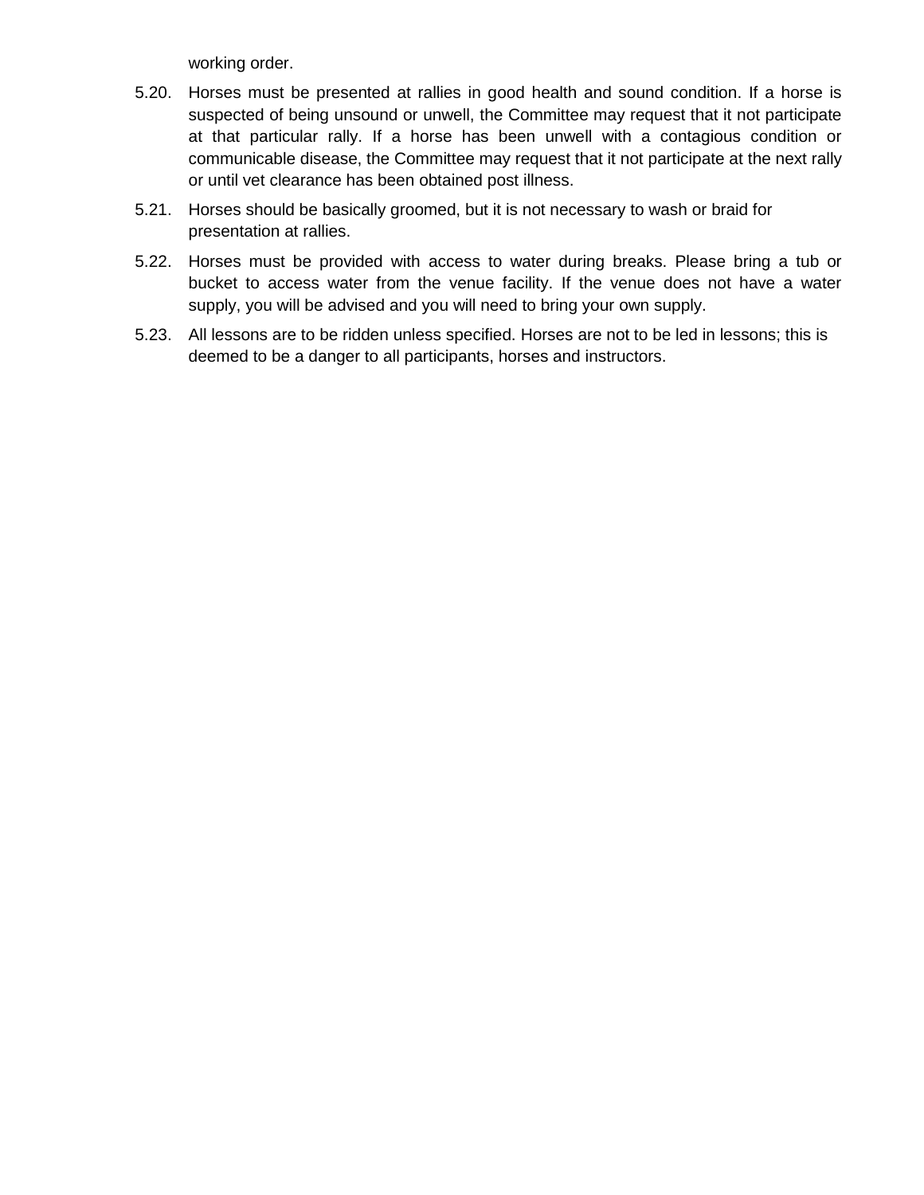working order.

5.20. Horses must be presented at rallies in good health and sound condition. If a horse is suspected of being unsound or unwell, the Committee may request that it not participate at that particular rally. If a horse has been unwell with a contagious condition or communicable disease, the Committee may request that it not participate at the next rally or until vet clearance has been obtained post illness.

5.21. Horses should be basically groomed, but it is not necessary to wash or braid for presentation at rallies.

5.22. Horses must be provided with access to water during breaks. Please bring a tub or bucket to access water from the venue facility. If the venue does not have a water supply, you will be advised and you will need to bring your own supply.

5.23. All lessons are to be ridden unless specified. Horses are not to be led in lessons; this is deemed to be a danger to all participants, horses and instructors.